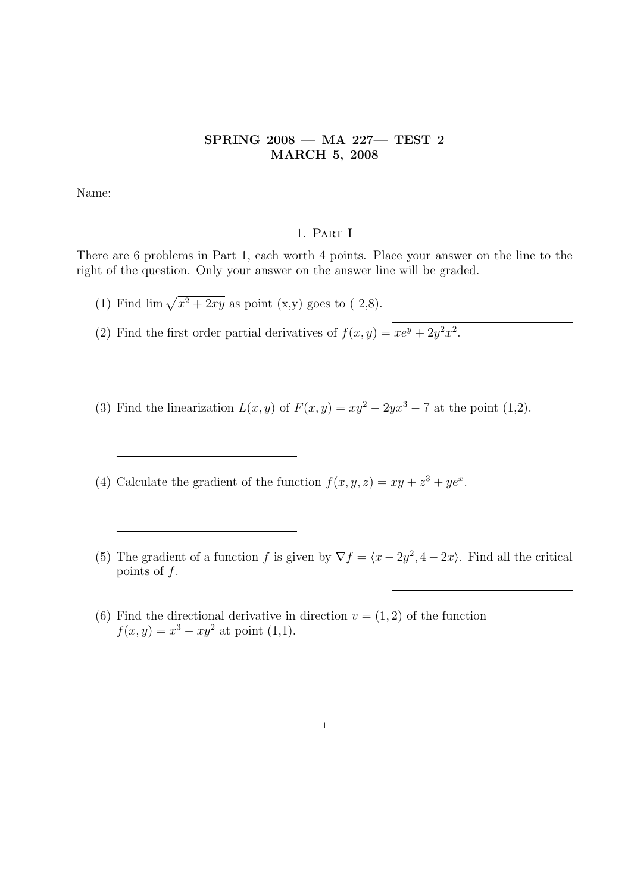**SPRING 2008 — MA 227— TEST 2**
**MARCH 5, 2008**

Name: ______________________________

## 1. Part I

There are 6 problems in Part 1, each worth 4 points. Place your answer on the line to the right of the question. Only your answer on the answer line will be graded.

(1) Find $\lim \sqrt{x^2 + 2xy}$ as point (x,y) goes to ( 2,8). ______________________________

(2) Find the first order partial derivatives of $f(x, y) = xe^y + 2y^2x^2$.

______________________________

(3) Find the linearization $L(x, y)$ of $F(x, y) = xy^2 - 2yx^3 - 7$ at the point (1,2).

______________________________

(4) Calculate the gradient of the function $f(x, y, z) = xy + z^3 + ye^x$.

______________________________

(5) The gradient of a function $f$ is given by $\nabla f = \langle x - 2y^2, 4 - 2x \rangle$. Find all the critical points of $f$.

______________________________

(6) Find the directional derivative in direction $v = (1, 2)$ of the function $f(x, y) = x^3 - xy^2$ at point (1,1).

______________________________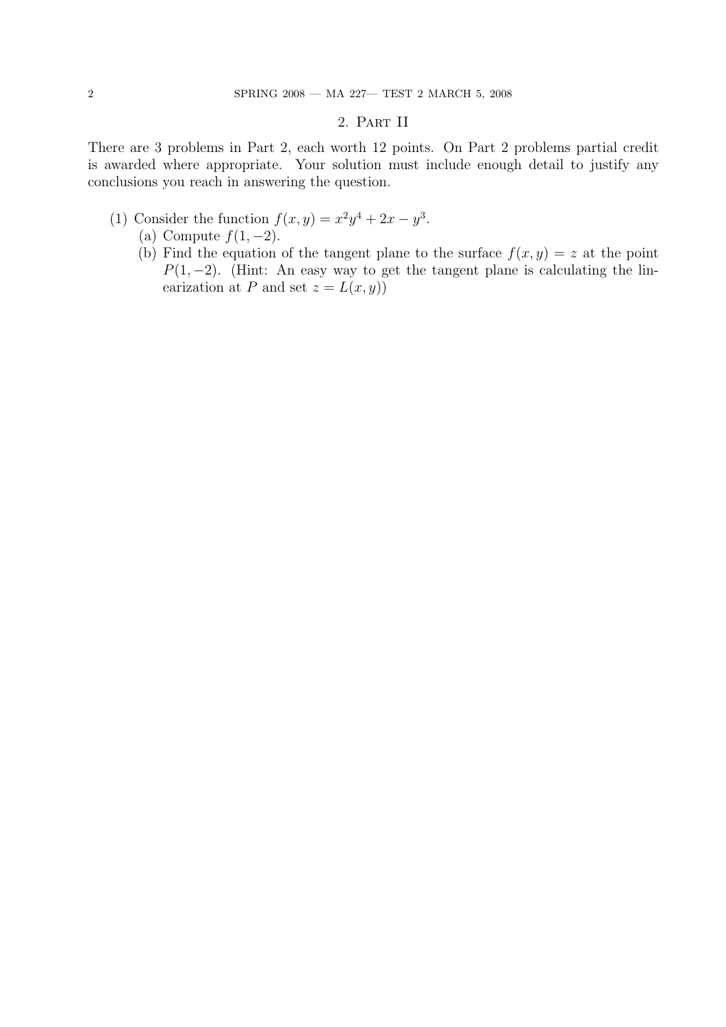## 2. Part II

There are 3 problems in Part 2, each worth 12 points. On Part 2 problems partial credit is awarded where appropriate. Your solution must include enough detail to justify any conclusions you reach in answering the question.

(1) Consider the function $f(x, y) = x^2y^4 + 2x - y^3$.

   (a) Compute $f(1, -2)$.

   (b) Find the equation of the tangent plane to the surface $f(x, y) = z$ at the point $P(1, -2)$. (Hint: An easy way to get the tangent plane is calculating the linearization at $P$ and set $z = L(x, y)$)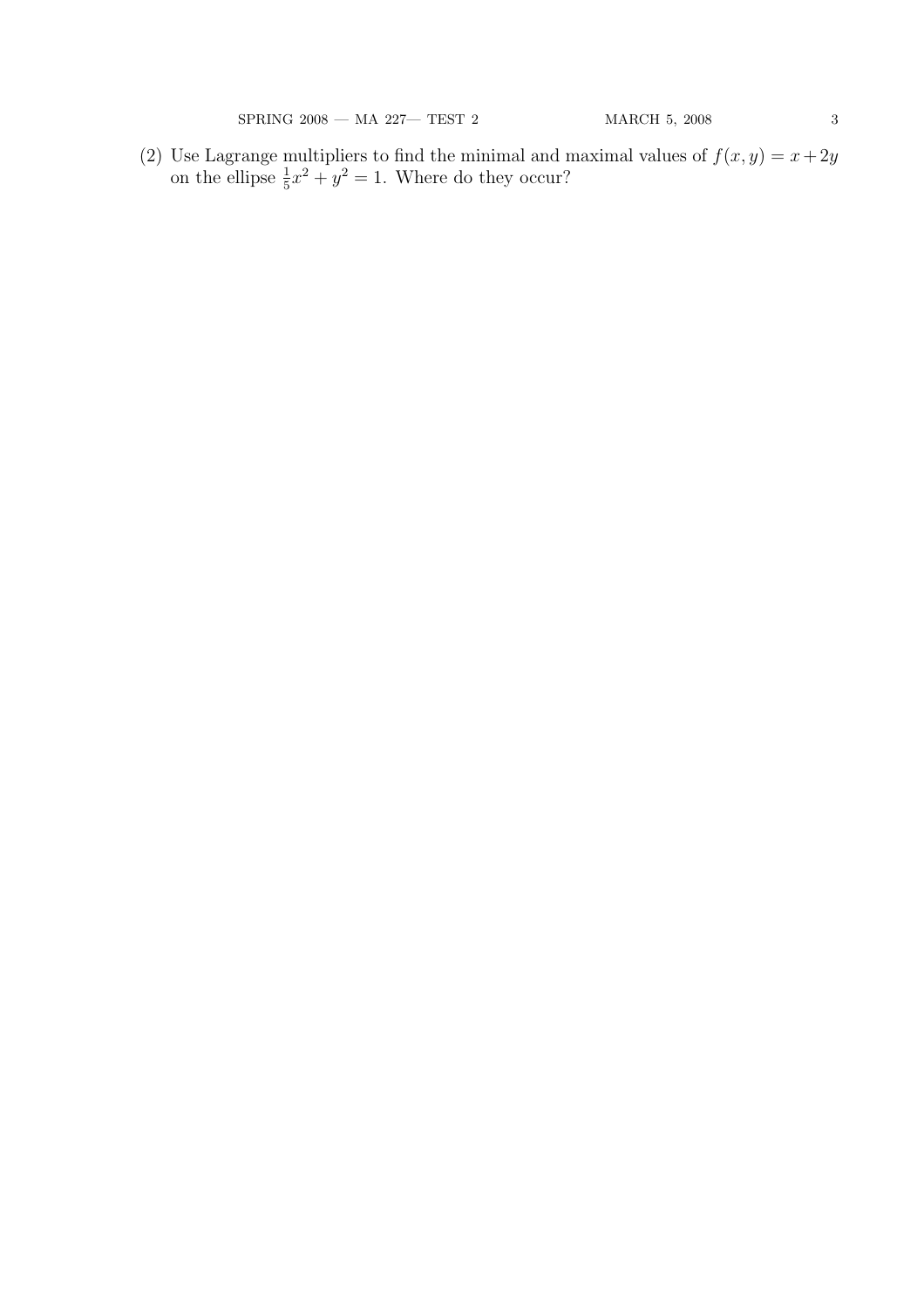(2) Use Lagrange multipliers to find the minimal and maximal values of $f(x, y) = x + 2y$ on the ellipse $\frac{1}{5}x^2 + y^2 = 1$. Where do they occur?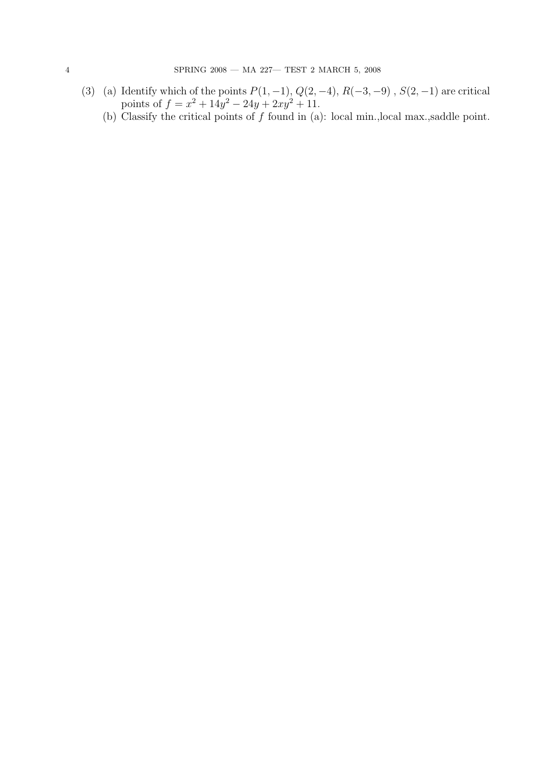(3) (a) Identify which of the points $P(1,-1)$, $Q(2,-4)$, $R(-3,-9)$ , $S(2,-1)$ are critical points of $f = x^2 + 14y^2 - 24y + 2xy^2 + 11$.

(b) Classify the critical points of $f$ found in (a): local min.,local max.,saddle point.